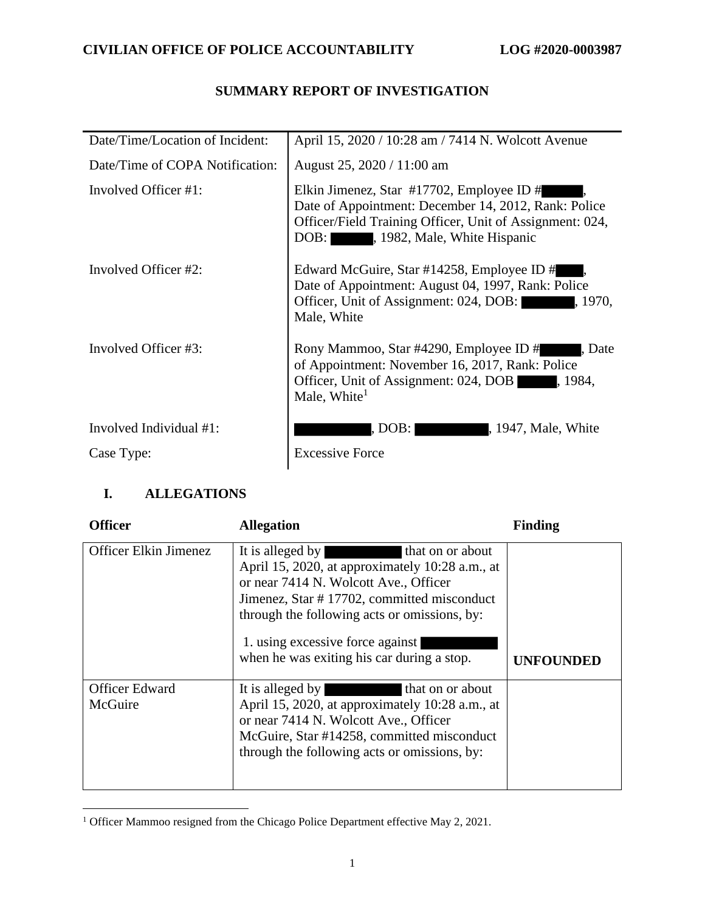**CIVILIAN OFFICE OF POLICE ACCOUNTABILITY** **LOG #2020-0003987**

## SUMMARY REPORT OF INVESTIGATION

| Date/Time/Location of Incident: | April 15, 2020 / 10:28 am / 7414 N. Wolcott Avenue |
|---|---|
| Date/Time of COPA Notification: | August 25, 2020 / 11:00 am |
| Involved Officer #1: | Elkin Jimenez, Star #17702, Employee ID # , Date of Appointment: December 14, 2012, Rank: Police Officer/Field Training Officer, Unit of Assignment: 024, DOB: , 1982, Male, White Hispanic |
| Involved Officer #2: | Edward McGuire, Star #14258, Employee ID # , Date of Appointment: August 04, 1997, Rank: Police Officer, Unit of Assignment: 024, DOB: , 1970, Male, White |
| Involved Officer #3: | Rony Mammoo, Star #4290, Employee ID # , Date of Appointment: November 16, 2017, Rank: Police Officer, Unit of Assignment: 024, DOB , 1984, Male, White[1] |
| Involved Individual #1: | , DOB: , 1947, Male, White |
| Case Type: | Excessive Force |

## I. ALLEGATIONS

| Officer | Allegation | Finding |
|---|---|---|
| Officer Elkin Jimenez | It is alleged by that on or about April 15, 2020, at approximately 10:28 a.m., at or near 7414 N. Wolcott Ave., Officer Jimenez, Star # 17702, committed misconduct through the following acts or omissions, by:<br><br>1. using excessive force against when he was exiting his car during a stop. | **UNFOUNDED** |
| Officer Edward McGuire | It is alleged by that on or about April 15, 2020, at approximately 10:28 a.m., at or near 7414 N. Wolcott Ave., Officer McGuire, Star #14258, committed misconduct through the following acts or omissions, by: | |

[1] Officer Mammoo resigned from the Chicago Police Department effective May 2, 2021.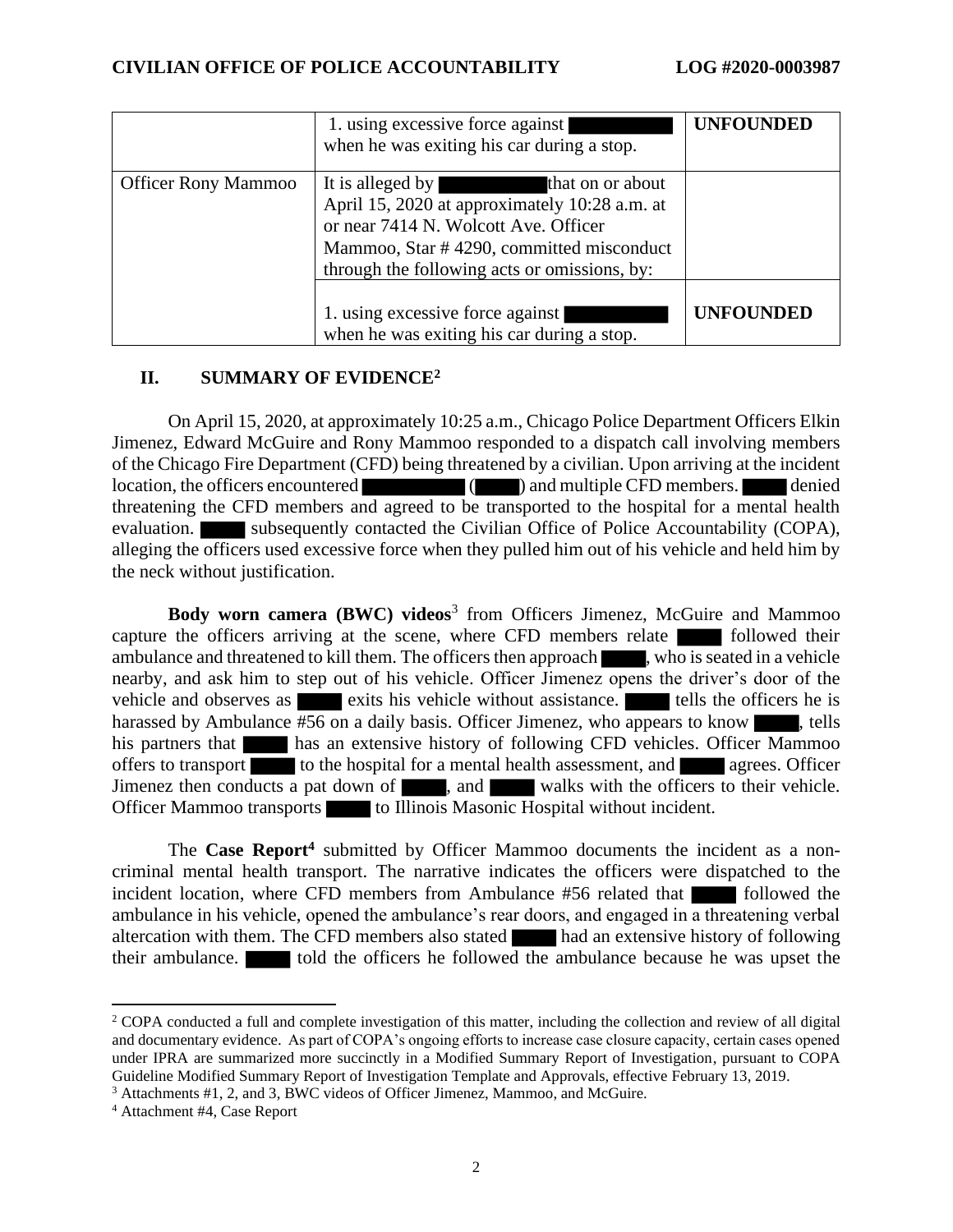| | | |
|---|---|---|
| | 1. using excessive force against ██████ when he was exiting his car during a stop. | **UNFOUNDED** |
| Officer Rony Mammoo | It is alleged by ██████ that on or about April 15, 2020 at approximately 10:28 a.m. at or near 7414 N. Wolcott Ave. Officer Mammoo, Star # 4290, committed misconduct through the following acts or omissions, by: | |
| | 1. using excessive force against ██████ when he was exiting his car during a stop. | **UNFOUNDED** |

## II. SUMMARY OF EVIDENCE[2]

On April 15, 2020, at approximately 10:25 a.m., Chicago Police Department Officers Elkin Jimenez, Edward McGuire and Rony Mammoo responded to a dispatch call involving members of the Chicago Fire Department (CFD) being threatened by a civilian. Upon arriving at the incident location, the officers encountered ██████ (████) and multiple CFD members. ████ denied threatening the CFD members and agreed to be transported to the hospital for a mental health evaluation. ████ subsequently contacted the Civilian Office of Police Accountability (COPA), alleging the officers used excessive force when they pulled him out of his vehicle and held him by the neck without justification.

**Body worn camera (BWC) videos**[3] from Officers Jimenez, McGuire and Mammoo capture the officers arriving at the scene, where CFD members relate ████ followed their ambulance and threatened to kill them. The officers then approach ████, who is seated in a vehicle nearby, and ask him to step out of his vehicle. Officer Jimenez opens the driver's door of the vehicle and observes as ████ exits his vehicle without assistance. ████ tells the officers he is harassed by Ambulance #56 on a daily basis. Officer Jimenez, who appears to know ████, tells his partners that ████ has an extensive history of following CFD vehicles. Officer Mammoo offers to transport ████ to the hospital for a mental health assessment, and ████ agrees. Officer Jimenez then conducts a pat down of ████, and ████ walks with the officers to their vehicle. Officer Mammoo transports ████ to Illinois Masonic Hospital without incident.

The **Case Report**[4] submitted by Officer Mammoo documents the incident as a non-criminal mental health transport. The narrative indicates the officers were dispatched to the incident location, where CFD members from Ambulance #56 related that ████ followed the ambulance in his vehicle, opened the ambulance's rear doors, and engaged in a threatening verbal altercation with them. The CFD members also stated ████ had an extensive history of following their ambulance. ████ told the officers he followed the ambulance because he was upset the

---

[2] COPA conducted a full and complete investigation of this matter, including the collection and review of all digital and documentary evidence. As part of COPA's ongoing efforts to increase case closure capacity, certain cases opened under IPRA are summarized more succinctly in a Modified Summary Report of Investigation, pursuant to COPA Guideline Modified Summary Report of Investigation Template and Approvals, effective February 13, 2019.

[3] Attachments #1, 2, and 3, BWC videos of Officer Jimenez, Mammoo, and McGuire.

[4] Attachment #4, Case Report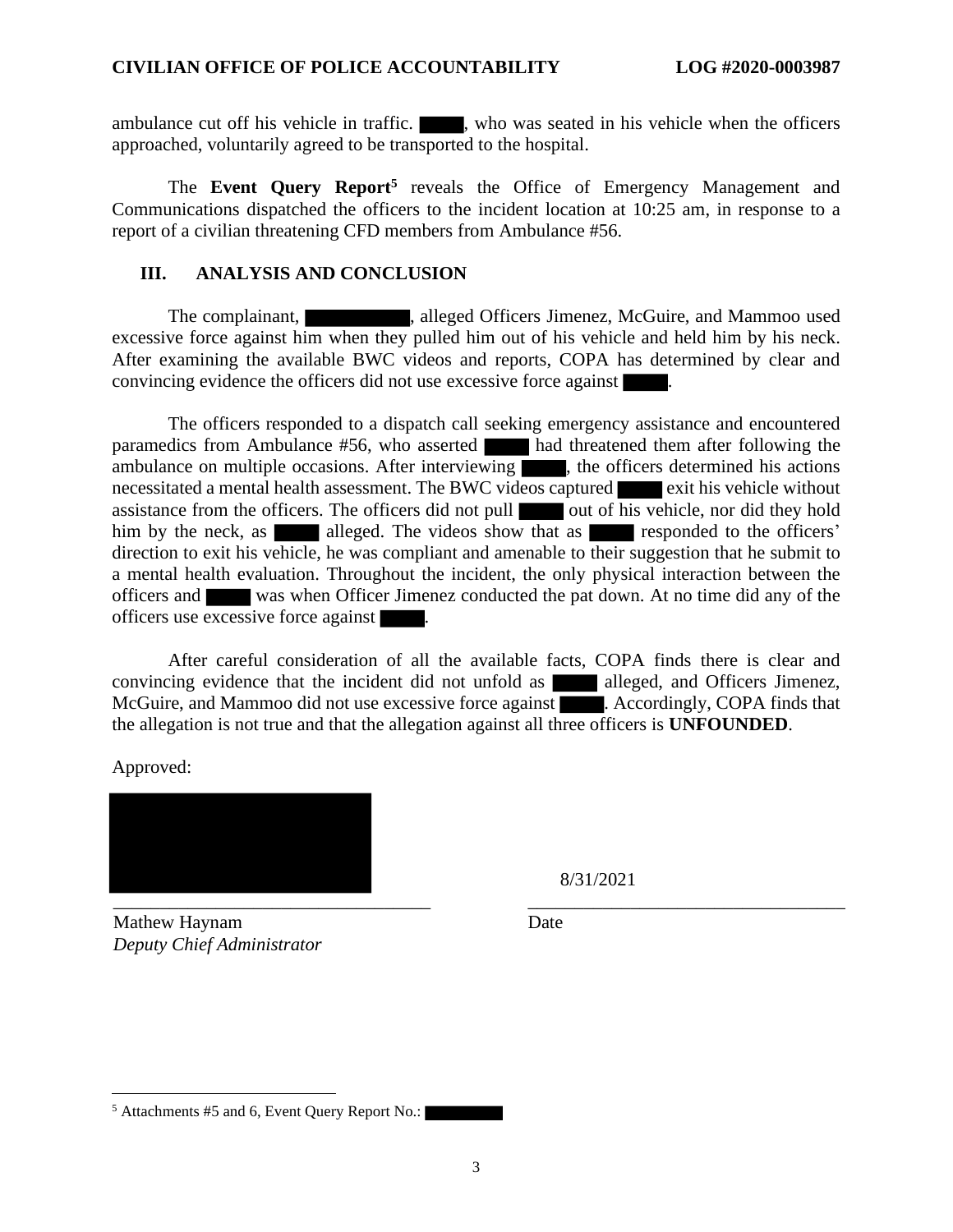ambulance cut off his vehicle in traffic. ████, who was seated in his vehicle when the officers approached, voluntarily agreed to be transported to the hospital.

The **Event Query Report**[5] reveals the Office of Emergency Management and Communications dispatched the officers to the incident location at 10:25 am, in response to a report of a civilian threatening CFD members from Ambulance #56.

## III. ANALYSIS AND CONCLUSION

The complainant, ████████, alleged Officers Jimenez, McGuire, and Mammoo used excessive force against him when they pulled him out of his vehicle and held him by his neck. After examining the available BWC videos and reports, COPA has determined by clear and convincing evidence the officers did not use excessive force against ████.

The officers responded to a dispatch call seeking emergency assistance and encountered paramedics from Ambulance #56, who asserted ████ had threatened them after following the ambulance on multiple occasions. After interviewing ████, the officers determined his actions necessitated a mental health assessment. The BWC videos captured ████ exit his vehicle without assistance from the officers. The officers did not pull ████ out of his vehicle, nor did they hold him by the neck, as ████ alleged. The videos show that as ████ responded to the officers' direction to exit his vehicle, he was compliant and amenable to their suggestion that he submit to a mental health evaluation. Throughout the incident, the only physical interaction between the officers and ████ was when Officer Jimenez conducted the pat down. At no time did any of the officers use excessive force against ████.

After careful consideration of all the available facts, COPA finds there is clear and convincing evidence that the incident did not unfold as ████ alleged, and Officers Jimenez, McGuire, and Mammoo did not use excessive force against ████. Accordingly, COPA finds that the allegation is not true and that the allegation against all three officers is **UNFOUNDED**.

Approved:

████████████

Mathew Haynam
*Deputy Chief Administrator*

8/31/2021
Date

---

[5] Attachments #5 and 6, Event Query Report No.: ████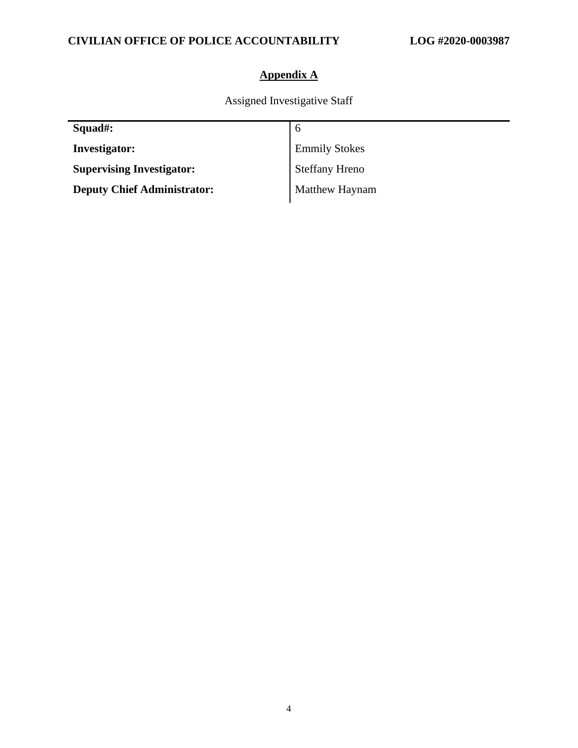## Appendix A

Assigned Investigative Staff

| | |
|---|---|
| **Squad#:** | 6 |
| **Investigator:** | Emmily Stokes |
| **Supervising Investigator:** | Steffany Hreno |
| **Deputy Chief Administrator:** | Matthew Haynam |